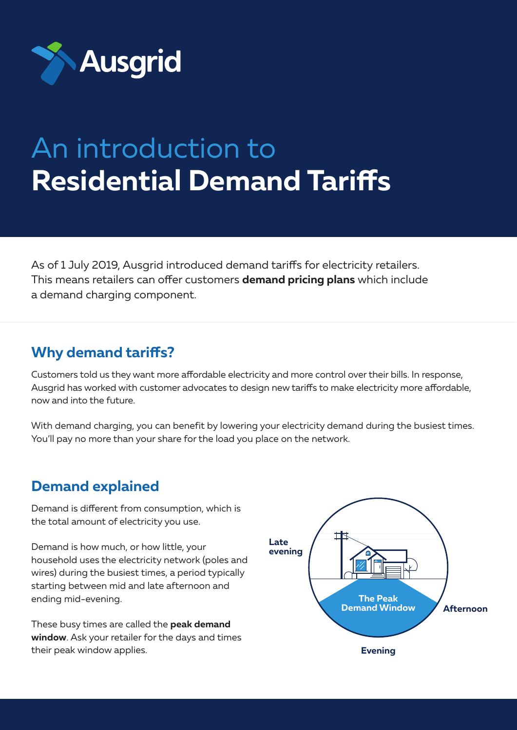# An introduction to **Residential Demand Tariffs**

As of 1 July 2019, Ausgrid introduced demand tariffs for electricity retailers. This means retailers can offer customers **demand pricing plans** which include a demand charging component.

## Why demand tariffs?

Customers told us they want more affordable electricity and more control over their bills. In response, Ausgrid has worked with customer advocates to design new tariffs to make electricity more affordable, now and into the future.

With demand charging, you can benefit by lowering your electricity demand during the busiest times. You'll pay no more than your share for the load you place on the network.

## Demand explained

Demand is different from consumption, which is the total amount of electricity you use.

Demand is how much, or how little, your household uses the electricity network (poles and wires) during the busiest times, a period typically starting between mid and late afternoon and ending mid-evening.

These busy times are called the **peak demand window**. Ask your retailer for the days and times their peak window applies.

Late evening

The Peak Demand Window

Afternoon

Evening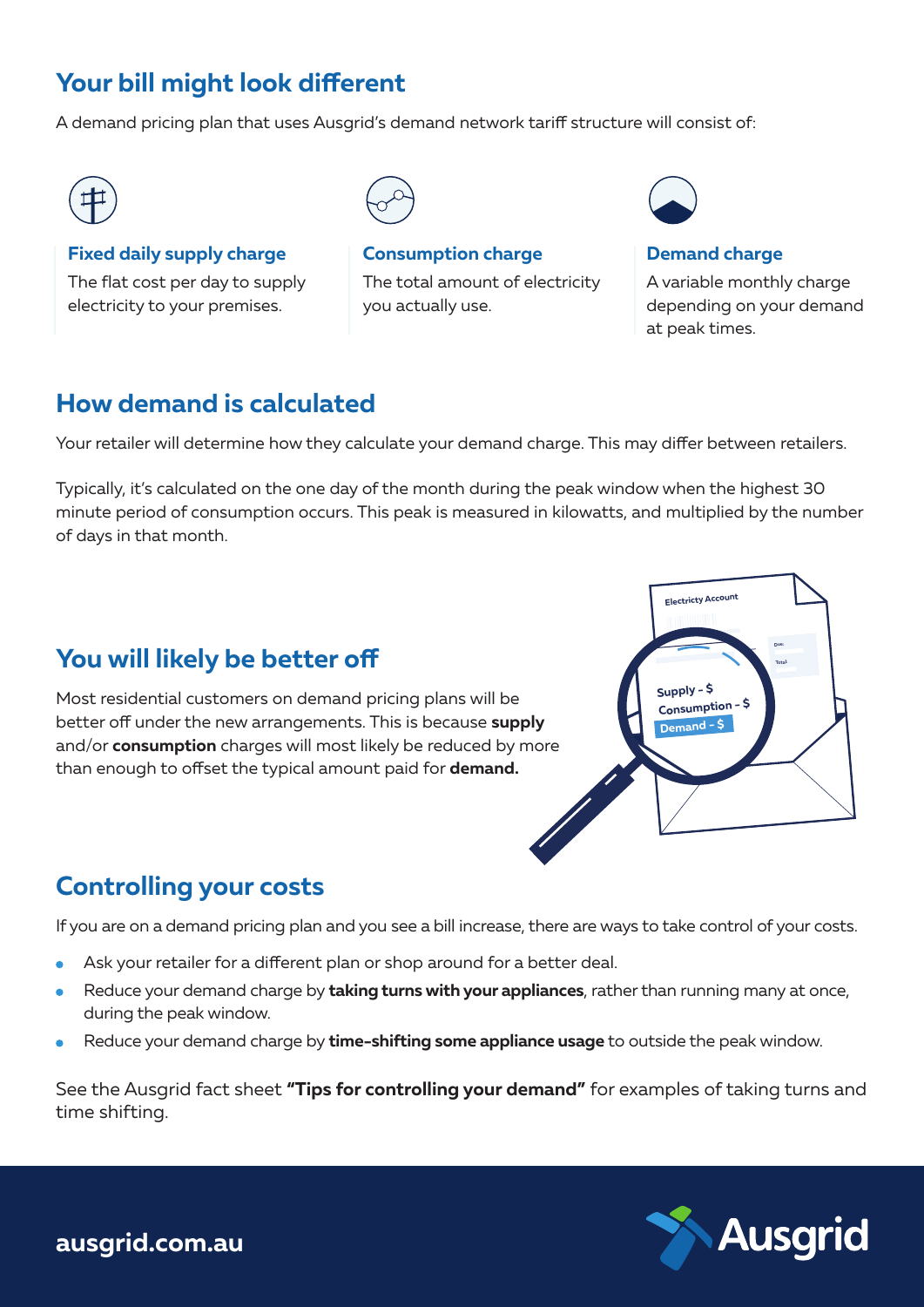## Your bill might look different

A demand pricing plan that uses Ausgrid's demand network tariff structure will consist of:

**Fixed daily supply charge**

The flat cost per day to supply electricity to your premises.

**Consumption charge**

The total amount of electricity you actually use.

**Demand charge**

A variable monthly charge depending on your demand at peak times.

## How demand is calculated

Your retailer will determine how they calculate your demand charge. This may differ between retailers.

Typically, it's calculated on the one day of the month during the peak window when the highest 30 minute period of consumption occurs. This peak is measured in kilowatts, and multiplied by the number of days in that month.

## You will likely be better off

Most residential customers on demand pricing plans will be better off under the new arrangements. This is because **supply** and/or **consumption** charges will most likely be reduced by more than enough to offset the typical amount paid for **demand.**

Electricty Account

Supply - $

Consumption - $

Demand - $

## Controlling your costs

If you are on a demand pricing plan and you see a bill increase, there are ways to take control of your costs.

- Ask your retailer for a different plan or shop around for a better deal.
- Reduce your demand charge by **taking turns with your appliances**, rather than running many at once, during the peak window.
- Reduce your demand charge by **time-shifting some appliance usage** to outside the peak window.

See the Ausgrid fact sheet **"Tips for controlling your demand"** for examples of taking turns and time shifting.

**ausgrid.com.au**

Ausgrid